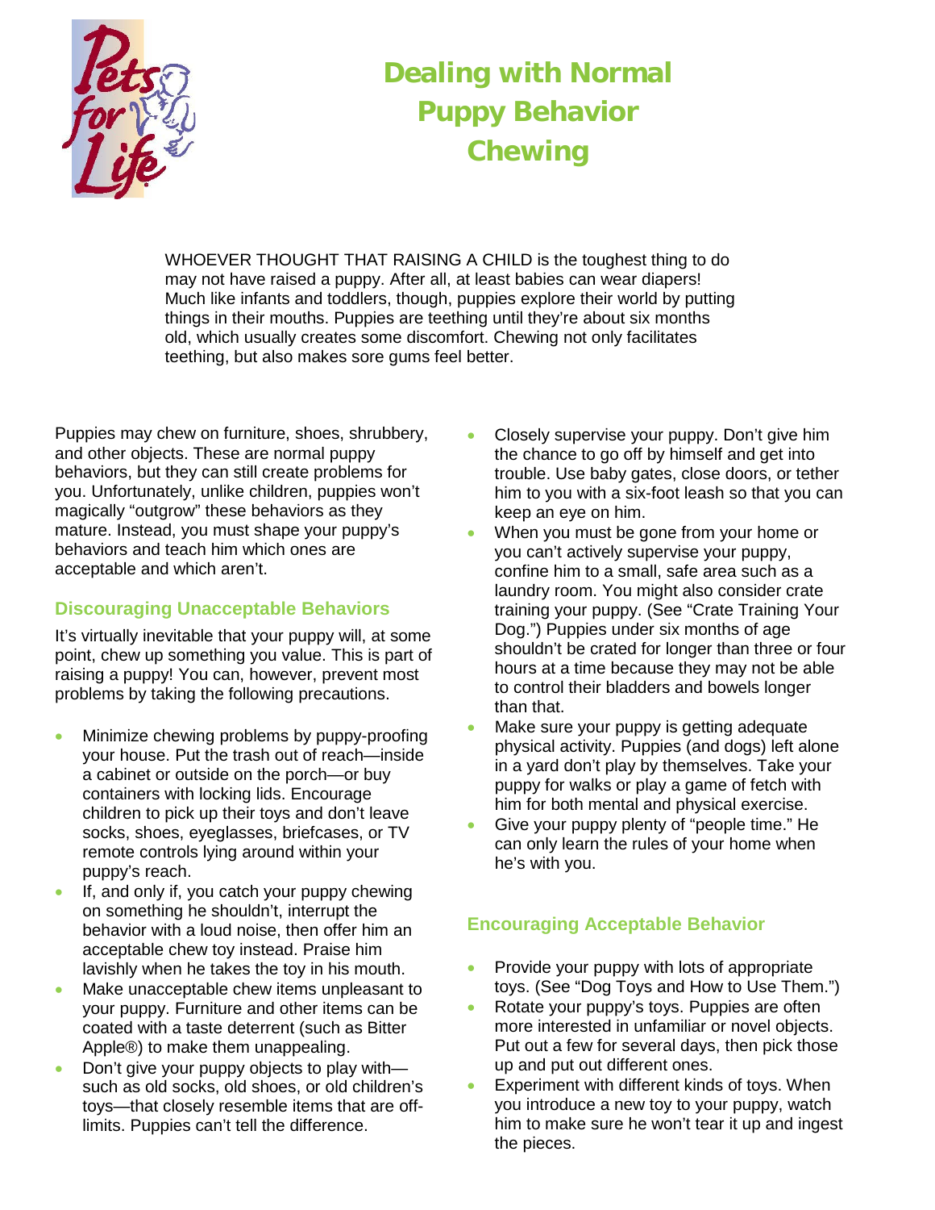# Dealing with Normal Puppy Behavior Chewing

WHOEVER THOUGHT THAT RAISING A CHILD is the toughest thing to do may not have raised a puppy. After all, at least babies can wear diapers! Much like infants and toddlers, though, puppies explore their world by putting things in their mouths. Puppies are teething until they're about six months old, which usually creates some discomfort. Chewing not only facilitates teething, but also makes sore gums feel better.

Puppies may chew on furniture, shoes, shrubbery, and other objects. These are normal puppy behaviors, but they can still create problems for you. Unfortunately, unlike children, puppies won't magically "outgrow" these behaviors as they mature. Instead, you must shape your puppy's behaviors and teach him which ones are acceptable and which aren't.

## Discouraging Unacceptable Behaviors

It's virtually inevitable that your puppy will, at some point, chew up something you value. This is part of raising a puppy! You can, however, prevent most problems by taking the following precautions.

- Minimize chewing problems by puppy-proofing your house. Put the trash out of reach—inside a cabinet or outside on the porch—or buy containers with locking lids. Encourage children to pick up their toys and don't leave socks, shoes, eyeglasses, briefcases, or TV remote controls lying around within your puppy's reach.
- If, and only if, you catch your puppy chewing on something he shouldn't, interrupt the behavior with a loud noise, then offer him an acceptable chew toy instead. Praise him lavishly when he takes the toy in his mouth.
- Make unacceptable chew items unpleasant to your puppy. Furniture and other items can be coated with a taste deterrent (such as Bitter Apple®) to make them unappealing.
- Don't give your puppy objects to play with—such as old socks, old shoes, or old children's toys—that closely resemble items that are off-limits. Puppies can't tell the difference.
- Closely supervise your puppy. Don't give him the chance to go off by himself and get into trouble. Use baby gates, close doors, or tether him to you with a six-foot leash so that you can keep an eye on him.
- When you must be gone from your home or you can't actively supervise your puppy, confine him to a small, safe area such as a laundry room. You might also consider crate training your puppy. (See "Crate Training Your Dog.") Puppies under six months of age shouldn't be crated for longer than three or four hours at a time because they may not be able to control their bladders and bowels longer than that.
- Make sure your puppy is getting adequate physical activity. Puppies (and dogs) left alone in a yard don't play by themselves. Take your puppy for walks or play a game of fetch with him for both mental and physical exercise.
- Give your puppy plenty of "people time." He can only learn the rules of your home when he's with you.

## Encouraging Acceptable Behavior

- Provide your puppy with lots of appropriate toys. (See "Dog Toys and How to Use Them.")
- Rotate your puppy's toys. Puppies are often more interested in unfamiliar or novel objects. Put out a few for several days, then pick those up and put out different ones.
- Experiment with different kinds of toys. When you introduce a new toy to your puppy, watch him to make sure he won't tear it up and ingest the pieces.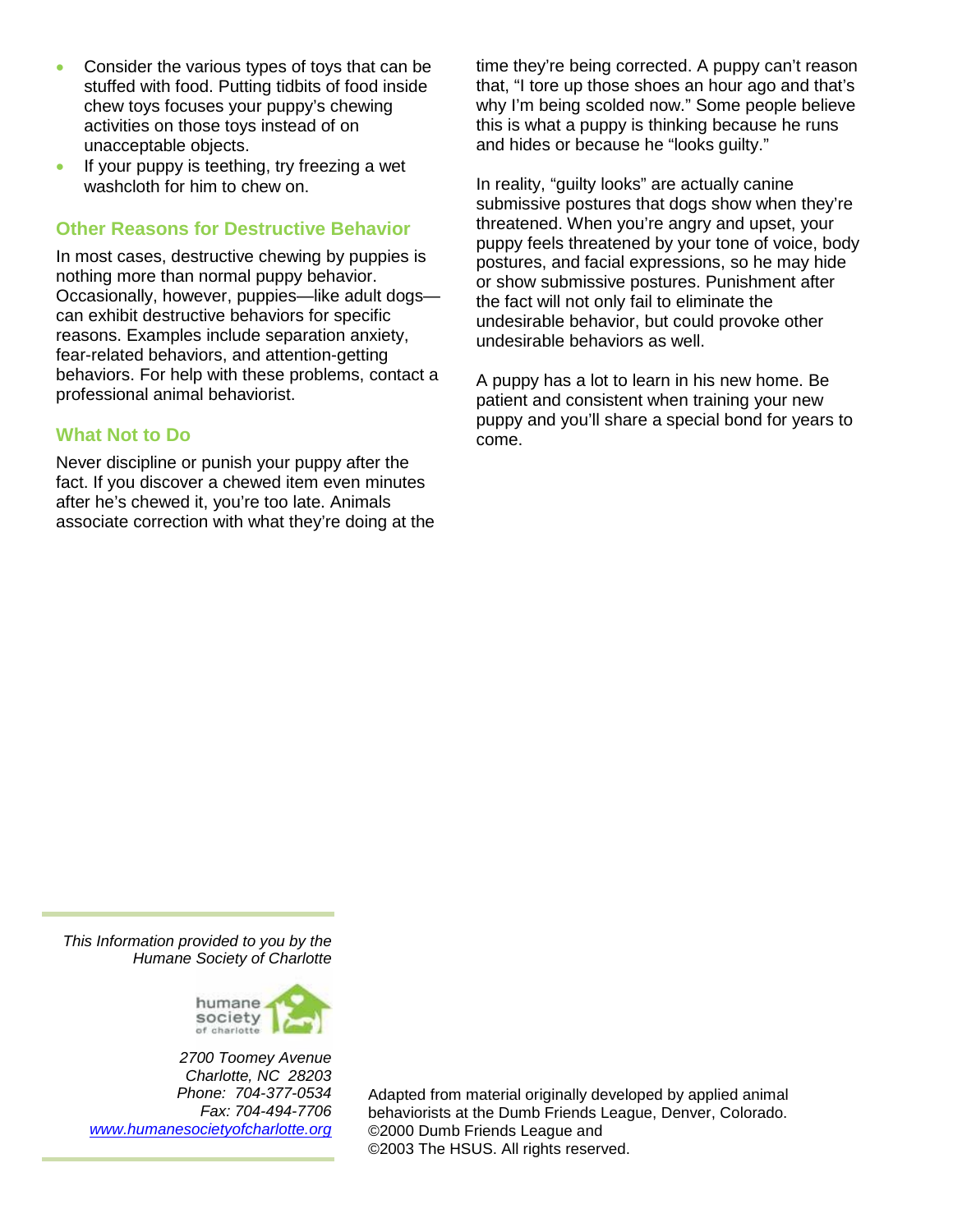- Consider the various types of toys that can be stuffed with food. Putting tidbits of food inside chew toys focuses your puppy's chewing activities on those toys instead of on unacceptable objects.
- If your puppy is teething, try freezing a wet washcloth for him to chew on.

### Other Reasons for Destructive Behavior

In most cases, destructive chewing by puppies is nothing more than normal puppy behavior. Occasionally, however, puppies—like adult dogs—can exhibit destructive behaviors for specific reasons. Examples include separation anxiety, fear-related behaviors, and attention-getting behaviors. For help with these problems, contact a professional animal behaviorist.

### What Not to Do

Never discipline or punish your puppy after the fact. If you discover a chewed item even minutes after he's chewed it, you're too late. Animals associate correction with what they're doing at the time they're being corrected. A puppy can't reason that, "I tore up those shoes an hour ago and that's why I'm being scolded now." Some people believe this is what a puppy is thinking because he runs and hides or because he "looks guilty."

In reality, "guilty looks" are actually canine submissive postures that dogs show when they're threatened. When you're angry and upset, your puppy feels threatened by your tone of voice, body postures, and facial expressions, so he may hide or show submissive postures. Punishment after the fact will not only fail to eliminate the undesirable behavior, but could provoke other undesirable behaviors as well.

A puppy has a lot to learn in his new home. Be patient and consistent when training your new puppy and you'll share a special bond for years to come.

*This Information provided to you by the Humane Society of Charlotte*

humane society of charlotte

*2700 Toomey Avenue*
*Charlotte, NC 28203*
*Phone: 704-377-0534*
*Fax: 704-494-7706*
*www.humanesocietyofcharlotte.org*

Adapted from material originally developed by applied animal behaviorists at the Dumb Friends League, Denver, Colorado.
©2000 Dumb Friends League and
©2003 The HSUS. All rights reserved.